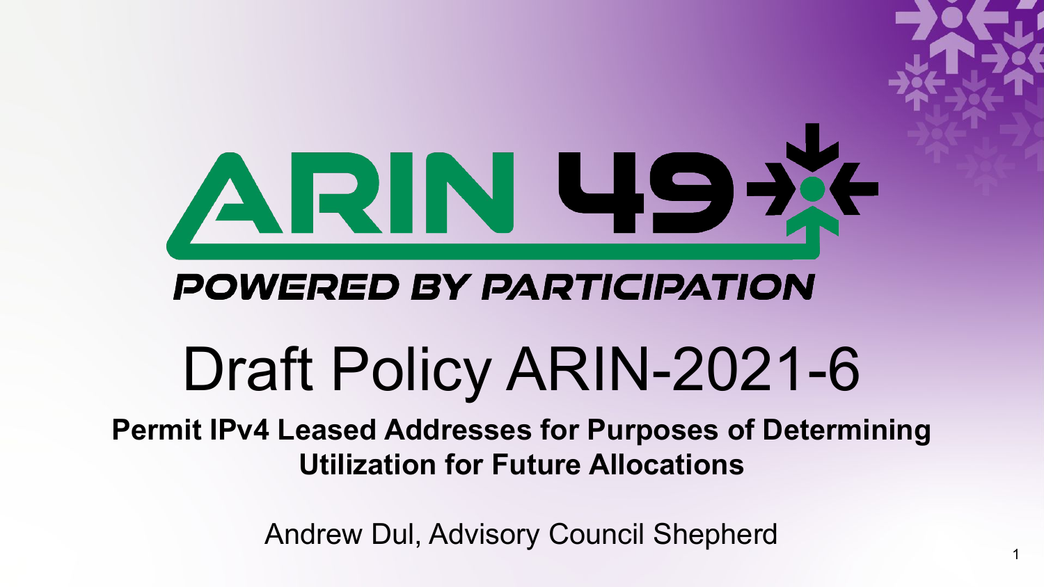ARIN 49

POWERED BY PARTICIPATION

# Draft Policy ARIN-2021-6

**Permit IPv4 Leased Addresses for Purposes of Determining Utilization for Future Allocations**

Andrew Dul, Advisory Council Shepherd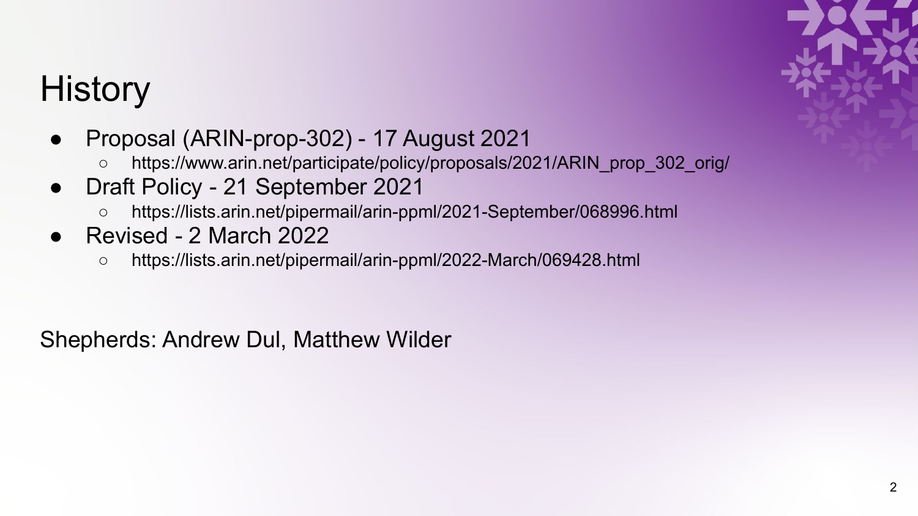# History

- Proposal (ARIN-prop-302) - 17 August 2021
  - https://www.arin.net/participate/policy/proposals/2021/ARIN_prop_302_orig/
- Draft Policy - 21 September 2021
  - https://lists.arin.net/pipermail/arin-ppml/2021-September/068996.html
- Revised - 2 March 2022
  - https://lists.arin.net/pipermail/arin-ppml/2022-March/069428.html

Shepherds: Andrew Dul, Matthew Wilder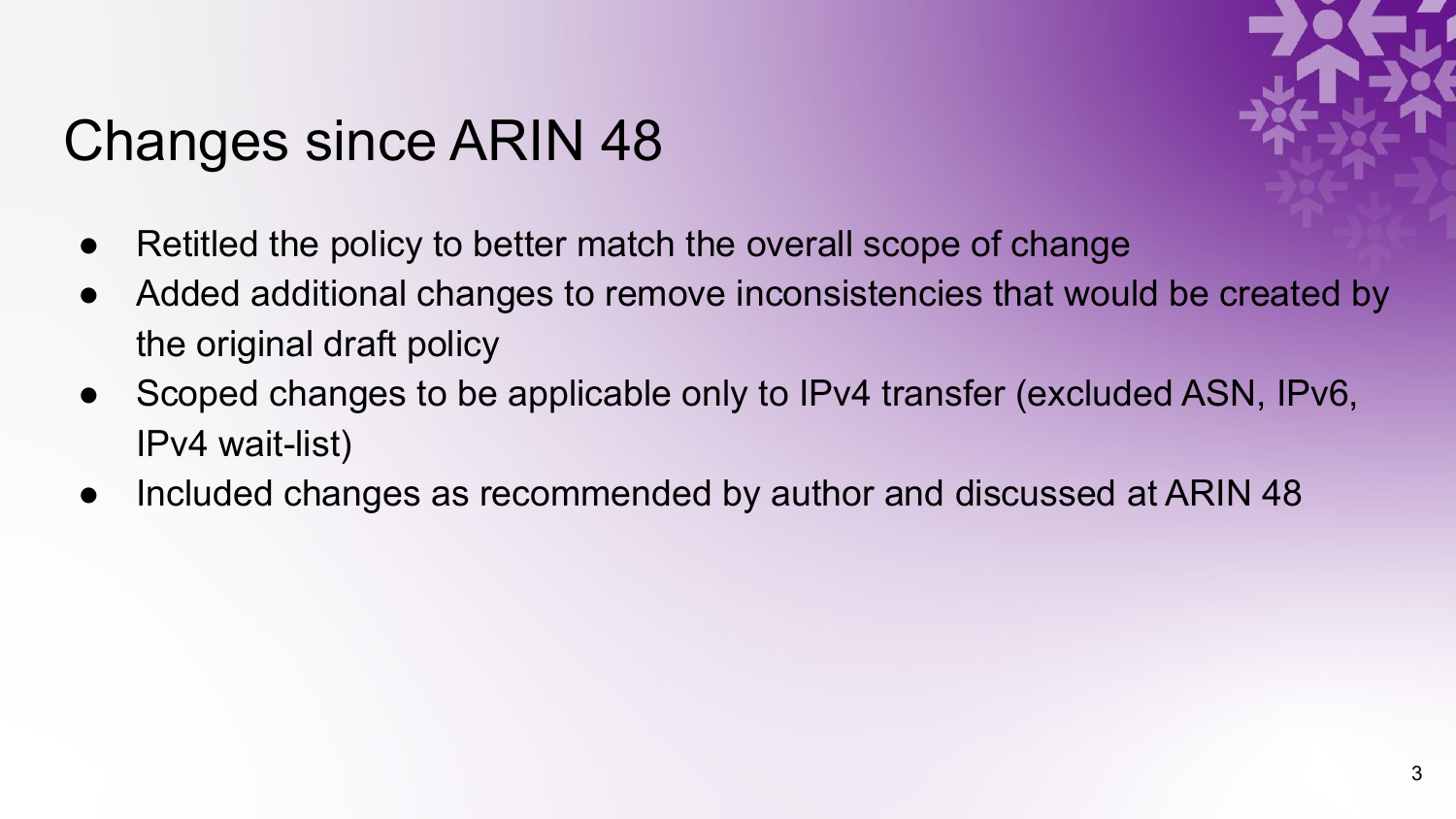# Changes since ARIN 48

- Retitled the policy to better match the overall scope of change
- Added additional changes to remove inconsistencies that would be created by the original draft policy
- Scoped changes to be applicable only to IPv4 transfer (excluded ASN, IPv6, IPv4 wait-list)
- Included changes as recommended by author and discussed at ARIN 48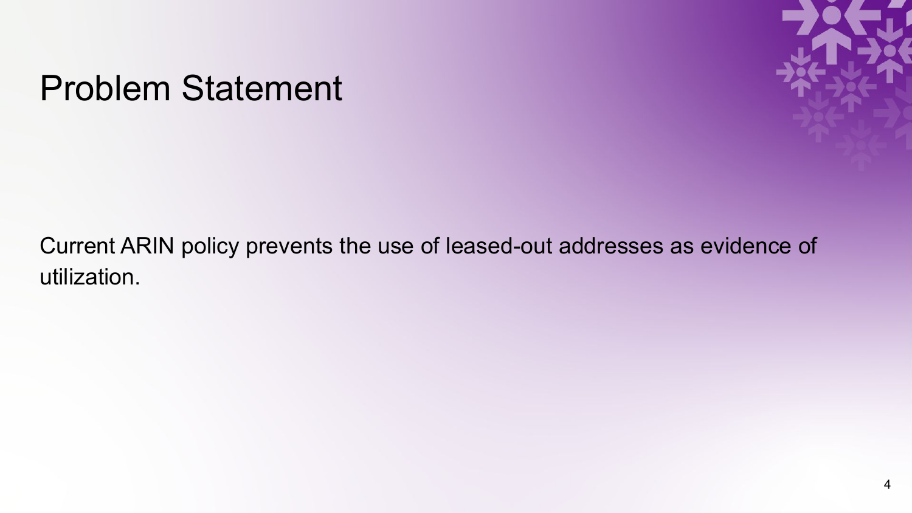# Problem Statement

Current ARIN policy prevents the use of leased-out addresses as evidence of utilization.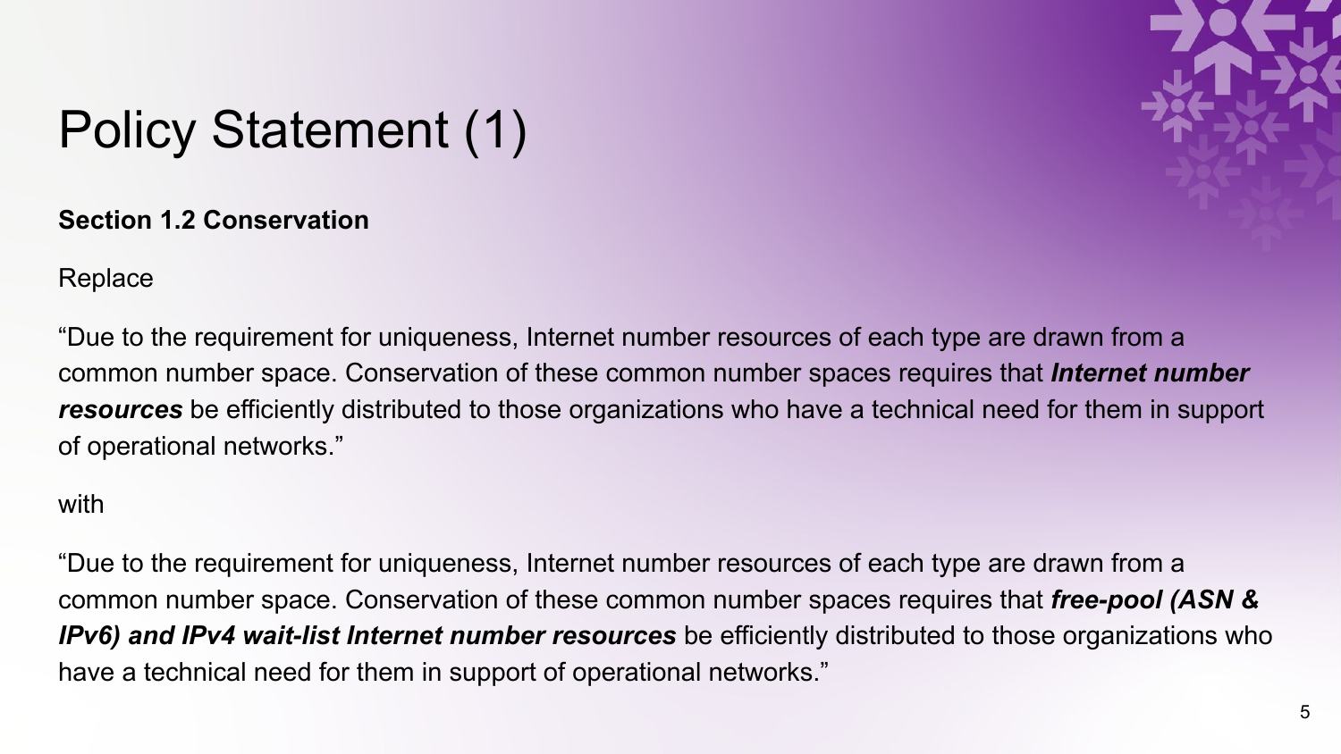# Policy Statement (1)

**Section 1.2 Conservation**

Replace

“Due to the requirement for uniqueness, Internet number resources of each type are drawn from a common number space. Conservation of these common number spaces requires that ***Internet number resources*** be efficiently distributed to those organizations who have a technical need for them in support of operational networks.”

with

“Due to the requirement for uniqueness, Internet number resources of each type are drawn from a common number space. Conservation of these common number spaces requires that ***free-pool (ASN & IPv6) and IPv4 wait-list Internet number resources*** be efficiently distributed to those organizations who have a technical need for them in support of operational networks.”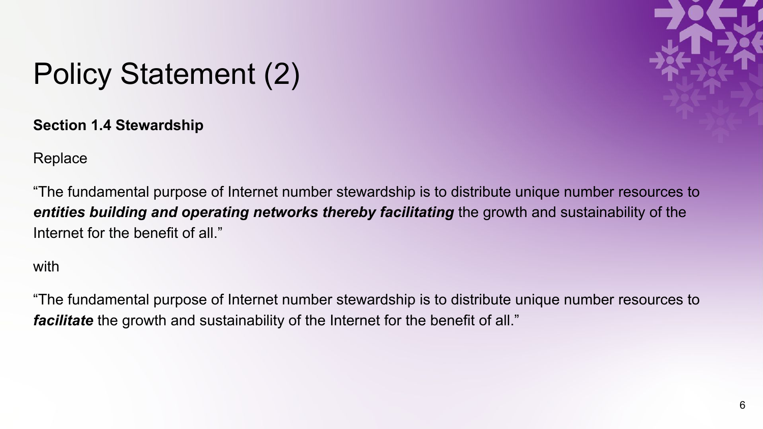# Policy Statement (2)

**Section 1.4 Stewardship**

Replace

“The fundamental purpose of Internet number stewardship is to distribute unique number resources to ***entities building and operating networks thereby facilitating*** the growth and sustainability of the Internet for the benefit of all.”

with

“The fundamental purpose of Internet number stewardship is to distribute unique number resources to ***facilitate*** the growth and sustainability of the Internet for the benefit of all.”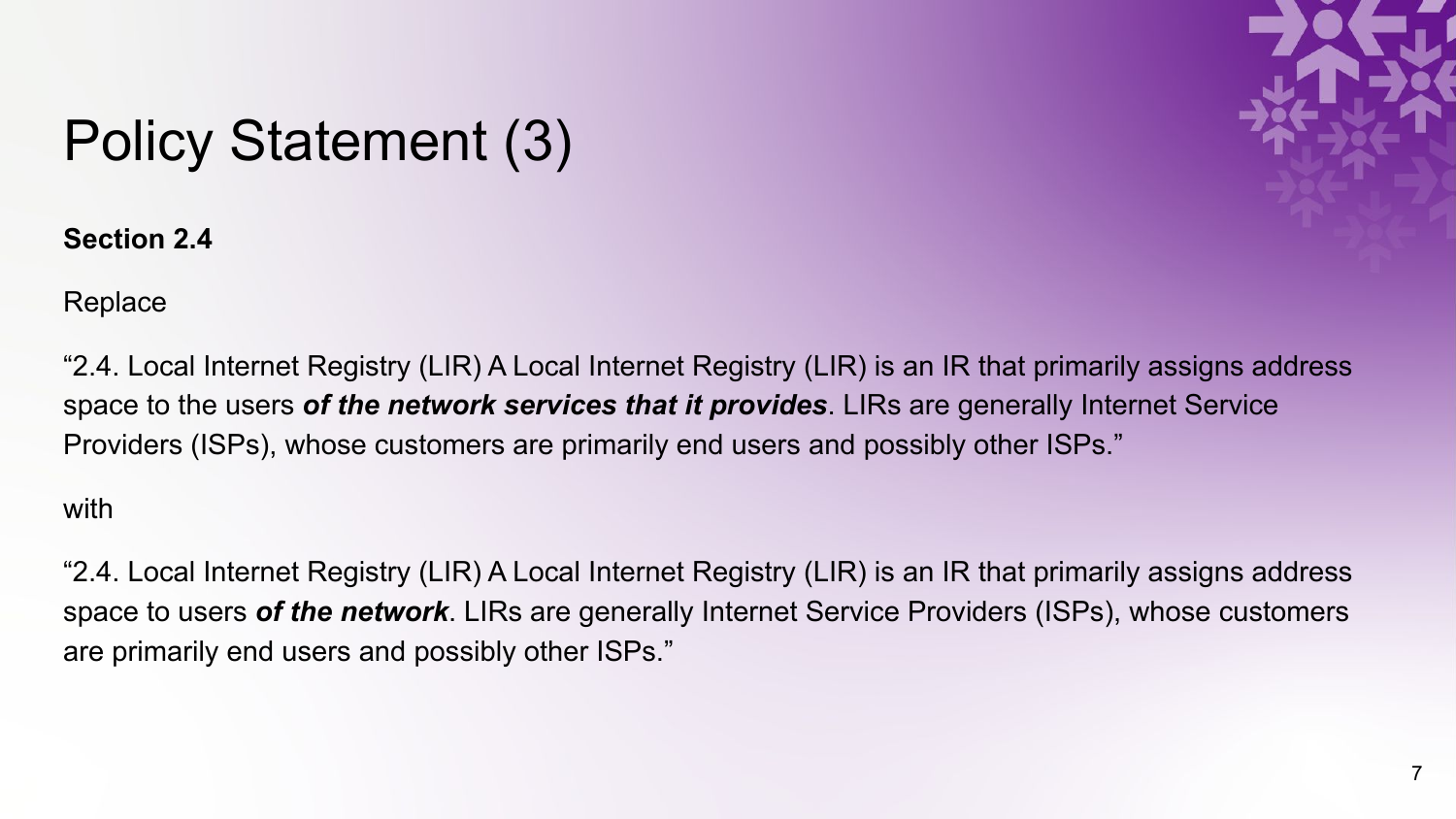# Policy Statement (3)

**Section 2.4**

Replace

“2.4. Local Internet Registry (LIR) A Local Internet Registry (LIR) is an IR that primarily assigns address space to the users ***of the network services that it provides***. LIRs are generally Internet Service Providers (ISPs), whose customers are primarily end users and possibly other ISPs.”

with

“2.4. Local Internet Registry (LIR) A Local Internet Registry (LIR) is an IR that primarily assigns address space to users ***of the network***. LIRs are generally Internet Service Providers (ISPs), whose customers are primarily end users and possibly other ISPs.”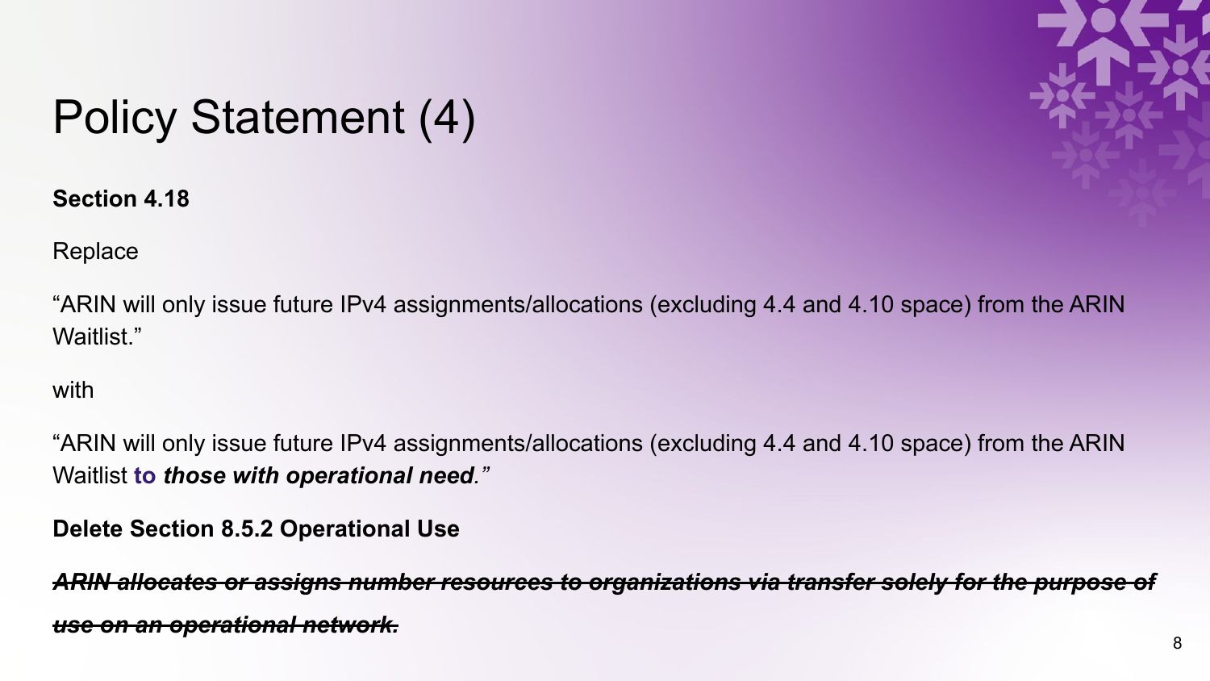# Policy Statement (4)

**Section 4.18**

Replace

"ARIN will only issue future IPv4 assignments/allocations (excluding 4.4 and 4.10 space) from the ARIN Waitlist."

with

"ARIN will only issue future IPv4 assignments/allocations (excluding 4.4 and 4.10 space) from the ARIN Waitlist **to *those with operational need*.**"

**Delete Section 8.5.2 Operational Use**

~~***ARIN allocates or assigns number resources to organizations via transfer solely for the purpose of use on an operational network.***~~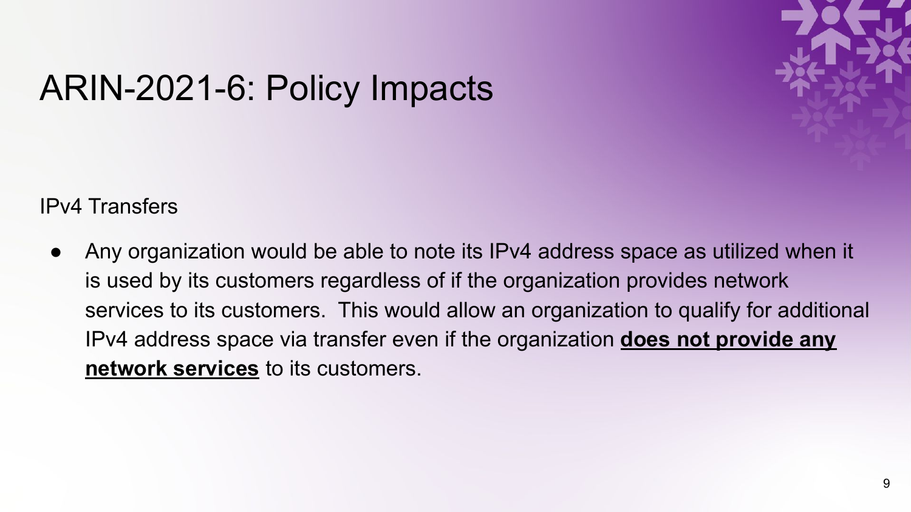# ARIN-2021-6: Policy Impacts

IPv4 Transfers

- Any organization would be able to note its IPv4 address space as utilized when it is used by its customers regardless of if the organization provides network services to its customers. This would allow an organization to qualify for additional IPv4 address space via transfer even if the organization **does not provide any network services** to its customers.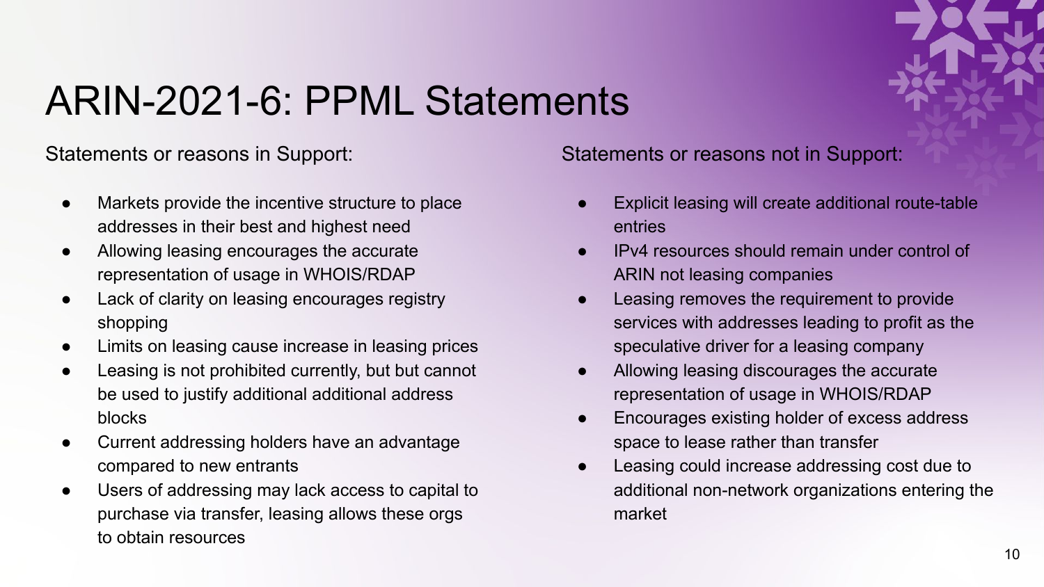# ARIN-2021-6: PPML Statements

Statements or reasons in Support:

- Markets provide the incentive structure to place addresses in their best and highest need
- Allowing leasing encourages the accurate representation of usage in WHOIS/RDAP
- Lack of clarity on leasing encourages registry shopping
- Limits on leasing cause increase in leasing prices
- Leasing is not prohibited currently, but but cannot be used to justify additional additional address blocks
- Current addressing holders have an advantage compared to new entrants
- Users of addressing may lack access to capital to purchase via transfer, leasing allows these orgs to obtain resources

Statements or reasons not in Support:

- Explicit leasing will create additional route-table entries
- IPv4 resources should remain under control of ARIN not leasing companies
- Leasing removes the requirement to provide services with addresses leading to profit as the speculative driver for a leasing company
- Allowing leasing discourages the accurate representation of usage in WHOIS/RDAP
- Encourages existing holder of excess address space to lease rather than transfer
- Leasing could increase addressing cost due to additional non-network organizations entering the market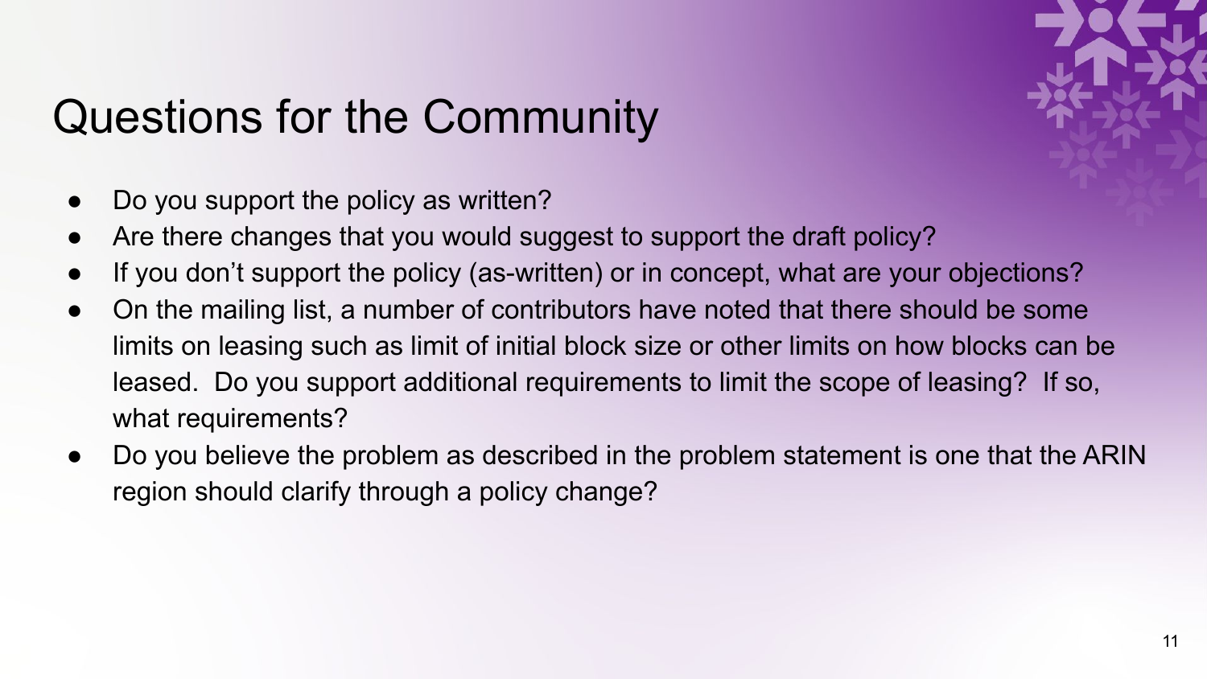# Questions for the Community

- Do you support the policy as written?
- Are there changes that you would suggest to support the draft policy?
- If you don't support the policy (as-written) or in concept, what are your objections?
- On the mailing list, a number of contributors have noted that there should be some limits on leasing such as limit of initial block size or other limits on how blocks can be leased. Do you support additional requirements to limit the scope of leasing? If so, what requirements?
- Do you believe the problem as described in the problem statement is one that the ARIN region should clarify through a policy change?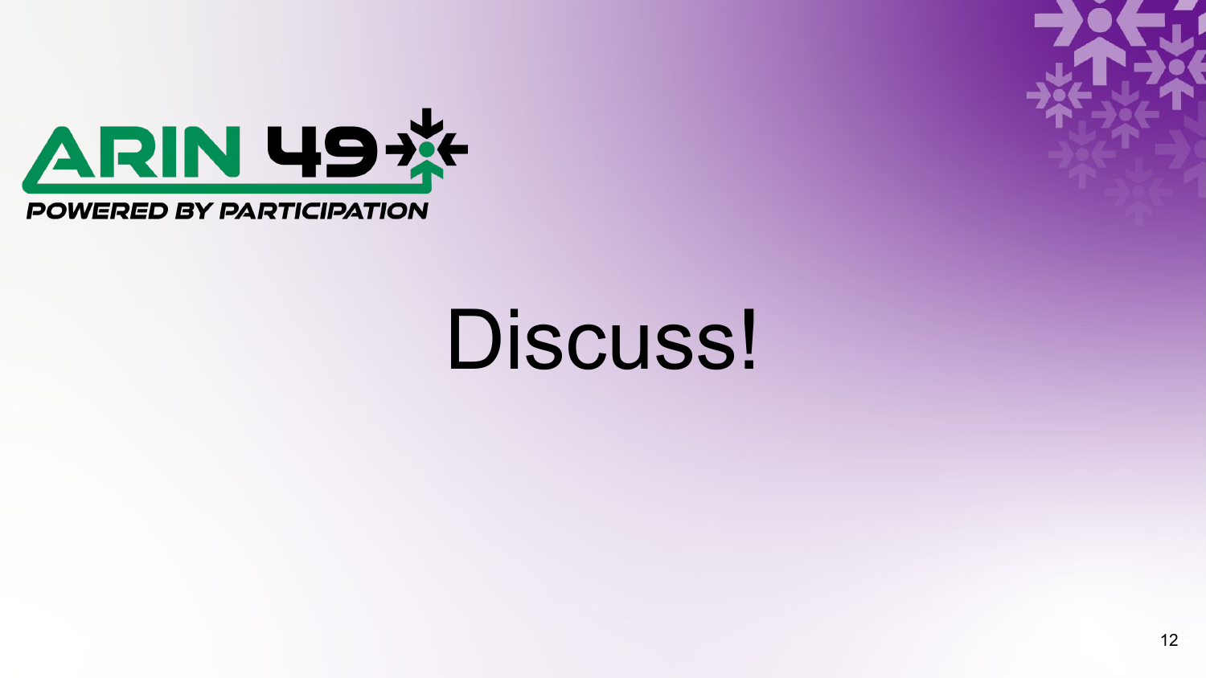ARIN 49

POWERED BY PARTICIPATION

# Discuss!